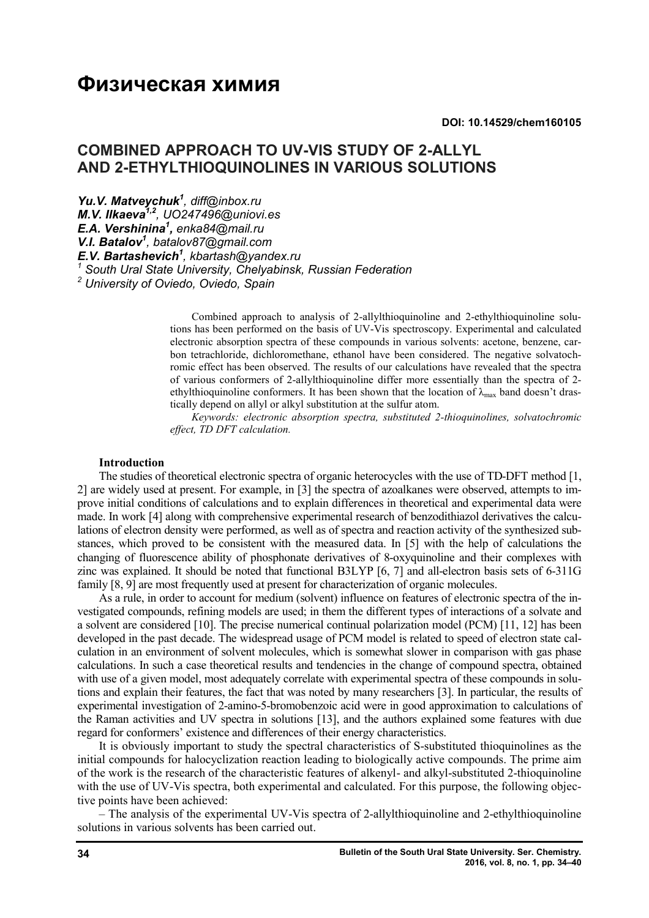# Физическая химия

**DOI: 10.14529/chem160105**

## COMBINED APPROACH TO UV-VIS STUDY OF 2-ALLYL AND 2-ETHYLTHIOQUINOLINES IN VARIOUS SOLUTIONS

***Yu.V. Matveychuk*** [1], *diff@inbox.ru*
***M.V. Ilkaeva*** [1,2], *UO247496@uniovi.es*
***E.A. Vershinina*** [1], *enka84@mail.ru*
***V.I. Batalov*** [1], *batalov87@gmail.com*
***E.V. Bartashevich*** [1], *kbartash@yandex.ru*
[1] *South Ural State University, Chelyabinsk, Russian Federation*
[2] *University of Oviedo, Oviedo, Spain*

Combined approach to analysis of 2-allylthioquinoline and 2-ethylthioquinoline solutions has been performed on the basis of UV-Vis spectroscopy. Experimental and calculated electronic absorption spectra of these compounds in various solvents: acetone, benzene, carbon tetrachloride, dichloromethane, ethanol have been considered. The negative solvatochromic effect has been observed. The results of our calculations have revealed that the spectra of various conformers of 2-allylthioquinoline differ more essentially than the spectra of 2-ethylthioquinoline conformers. It has been shown that the location of $\lambda_{max}$ band doesn't drastically depend on allyl or alkyl substitution at the sulfur atom.

*Keywords: electronic absorption spectra, substituted 2-thioquinolines, solvatochromic effect, TD DFT calculation.*

### Introduction

The studies of theoretical electronic spectra of organic heterocycles with the use of TD-DFT method [1, 2] are widely used at present. For example, in [3] the spectra of azoalkanes were observed, attempts to improve initial conditions of calculations and to explain differences in theoretical and experimental data were made. In work [4] along with comprehensive experimental research of benzodithiazol derivatives the calculations of electron density were performed, as well as of spectra and reaction activity of the synthesized substances, which proved to be consistent with the measured data. In [5] with the help of calculations the changing of fluorescence ability of phosphonate derivatives of 8-oxyquinoline and their complexes with zinc was explained. It should be noted that functional B3LYP [6, 7] and all-electron basis sets of 6-311G family [8, 9] are most frequently used at present for characterization of organic molecules.

As a rule, in order to account for medium (solvent) influence on features of electronic spectra of the investigated compounds, refining models are used; in them the different types of interactions of a solvate and a solvent are considered [10]. The precise numerical continual polarization model (PCM) [11, 12] has been developed in the past decade. The widespread usage of PCM model is related to speed of electron state calculation in an environment of solvent molecules, which is somewhat slower in comparison with gas phase calculations. In such a case theoretical results and tendencies in the change of compound spectra, obtained with use of a given model, most adequately correlate with experimental spectra of these compounds in solutions and explain their features, the fact that was noted by many researchers [3]. In particular, the results of experimental investigation of 2-amino-5-bromobenzoic acid were in good approximation to calculations of the Raman activities and UV spectra in solutions [13], and the authors explained some features with due regard for conformers' existence and differences of their energy characteristics.

It is obviously important to study the spectral characteristics of S-substituted thioquinolines as the initial compounds for halocyclization reaction leading to biologically active compounds. The prime aim of the work is the research of the characteristic features of alkenyl- and alkyl-substituted 2-thioquinoline with the use of UV-Vis spectra, both experimental and calculated. For this purpose, the following objective points have been achieved:

– The analysis of the experimental UV-Vis spectra of 2-allylthioquinoline and 2-ethylthioquinoline solutions in various solvents has been carried out.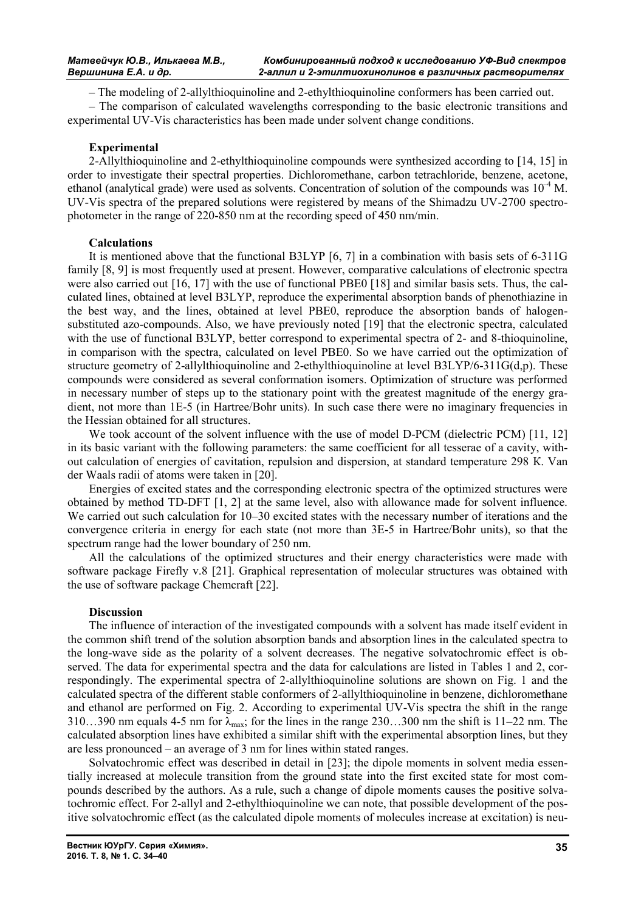– The modeling of 2-allylthioquinoline and 2-ethylthioquinoline conformers has been carried out.

– The comparison of calculated wavelengths corresponding to the basic electronic transitions and experimental UV-Vis characteristics has been made under solvent change conditions.

### Experimental

2-Allylthioquinoline and 2-ethylthioquinoline compounds were synthesized according to [14, 15] in order to investigate their spectral properties. Dichloromethane, carbon tetrachloride, benzene, acetone, ethanol (analytical grade) were used as solvents. Concentration of solution of the compounds was $10^{-4}$ M. UV-Vis spectra of the prepared solutions were registered by means of the Shimadzu UV-2700 spectrophotometer in the range of 220-850 nm at the recording speed of 450 nm/min.

### Calculations

It is mentioned above that the functional B3LYP [6, 7] in a combination with basis sets of 6-311G family [8, 9] is most frequently used at present. However, comparative calculations of electronic spectra were also carried out [16, 17] with the use of functional PBE0 [18] and similar basis sets. Thus, the calculated lines, obtained at level B3LYP, reproduce the experimental absorption bands of phenothiazine in the best way, and the lines, obtained at level PBE0, reproduce the absorption bands of halogen-substituted azo-compounds. Also, we have previously noted [19] that the electronic spectra, calculated with the use of functional B3LYP, better correspond to experimental spectra of 2- and 8-thioquinoline, in comparison with the spectra, calculated on level PBE0. So we have carried out the optimization of structure geometry of 2-allylthioquinoline and 2-ethylthioquinoline at level B3LYP/6-311G(d,p). These compounds were considered as several conformation isomers. Optimization of structure was performed in necessary number of steps up to the stationary point with the greatest magnitude of the energy gradient, not more than 1E-5 (in Hartree/Bohr units). In such case there were no imaginary frequencies in the Hessian obtained for all structures.

We took account of the solvent influence with the use of model D-PCM (dielectric PCM) [11, 12] in its basic variant with the following parameters: the same coefficient for all tesserae of a cavity, without calculation of energies of cavitation, repulsion and dispersion, at standard temperature 298 K. Van der Waals radii of atoms were taken in [20].

Energies of excited states and the corresponding electronic spectra of the optimized structures were obtained by method TD-DFT [1, 2] at the same level, also with allowance made for solvent influence. We carried out such calculation for 10–30 excited states with the necessary number of iterations and the convergence criteria in energy for each state (not more than 3E-5 in Hartree/Bohr units), so that the spectrum range had the lower boundary of 250 nm.

All the calculations of the optimized structures and their energy characteristics were made with software package Firefly v.8 [21]. Graphical representation of molecular structures was obtained with the use of software package Chemcraft [22].

### Discussion

The influence of interaction of the investigated compounds with a solvent has made itself evident in the common shift trend of the solution absorption bands and absorption lines in the calculated spectra to the long-wave side as the polarity of a solvent decreases. The negative solvatochromic effect is observed. The data for experimental spectra and the data for calculations are listed in Tables 1 and 2, correspondingly. The experimental spectra of 2-allylthioquinoline solutions are shown on Fig. 1 and the calculated spectra of the different stable conformers of 2-allylthioquinoline in benzene, dichloromethane and ethanol are performed on Fig. 2. According to experimental UV-Vis spectra the shift in the range 310…390 nm equals 4-5 nm for $\lambda_{max}$; for the lines in the range 230…300 nm the shift is 11–22 nm. The calculated absorption lines have exhibited a similar shift with the experimental absorption lines, but they are less pronounced – an average of 3 nm for lines within stated ranges.

Solvatochromic effect was described in detail in [23]; the dipole moments in solvent media essentially increased at molecule transition from the ground state into the first excited state for most compounds described by the authors. As a rule, such a change of dipole moments causes the positive solvatochromic effect. For 2-allyl and 2-ethylthioquinoline we can note, that possible development of the positive solvatochromic effect (as the calculated dipole moments of molecules increase at excitation) is neu-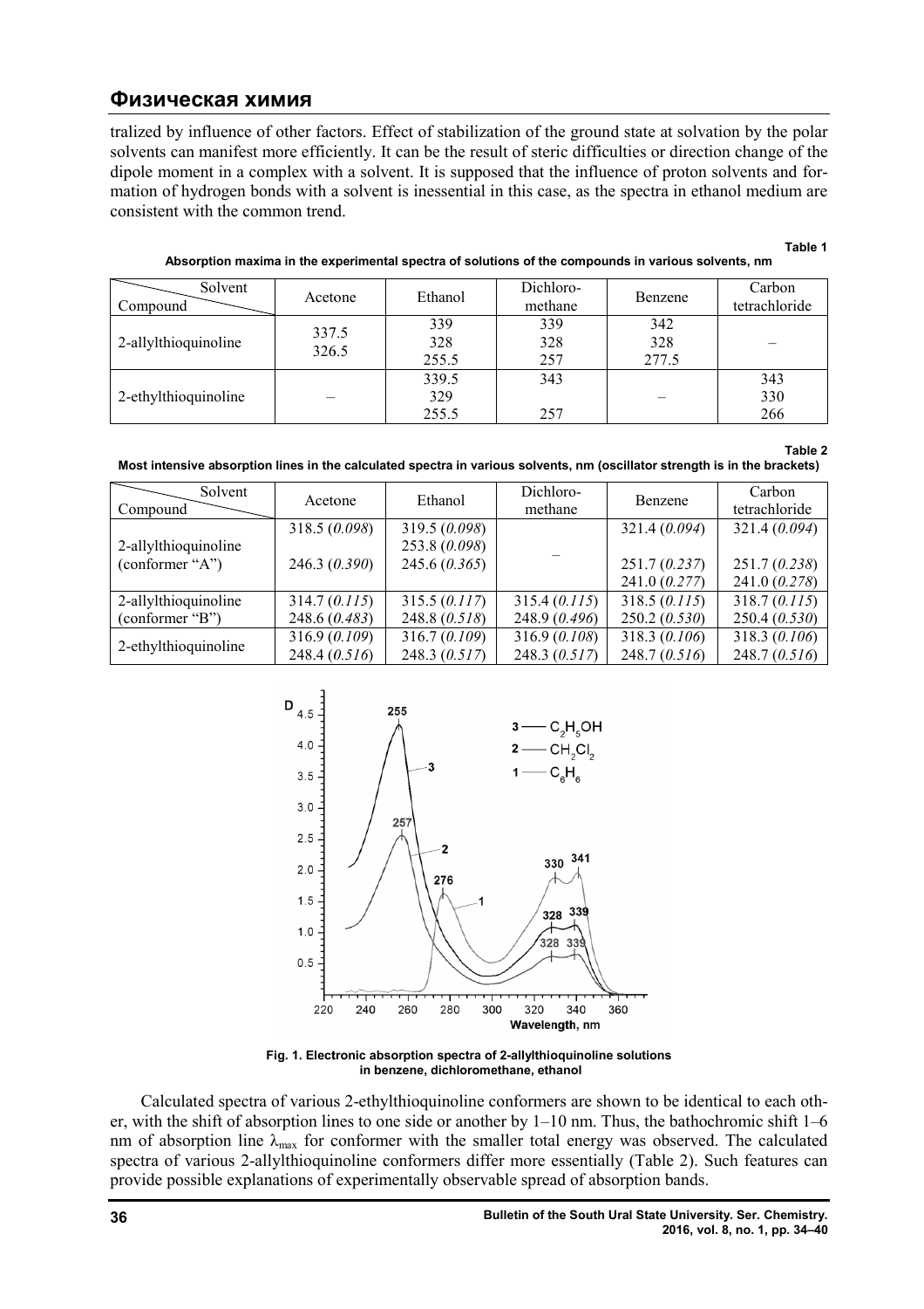tralized by influence of other factors. Effect of stabilization of the ground state at solvation by the polar solvents can manifest more efficiently. It can be the result of steric difficulties or direction change of the dipole moment in a complex with a solvent. It is supposed that the influence of proton solvents and formation of hydrogen bonds with a solvent is inessential in this case, as the spectra in ethanol medium are consistent with the common trend.

Table 1

**Absorption maxima in the experimental spectra of solutions of the compounds in various solvents, nm**

| Compound \ Solvent | Acetone | Ethanol | Dichloro-methane | Benzene | Carbon tetrachloride |
|---|---|---|---|---|---|
| 2-allylthioquinoline | 337.5<br>326.5 | 339<br>328<br>255.5 | 339<br>328<br>257 | 342<br>328<br>277.5 | – |
| 2-ethylthioquinoline | – | 339.5<br>329<br>255.5 | 343<br><br>257 | – | 343<br>330<br>266 |

Table 2

**Most intensive absorption lines in the calculated spectra in various solvents, nm (oscillator strength is in the brackets)**

| Compound \ Solvent | Acetone | Ethanol | Dichloro-methane | Benzene | Carbon tetrachloride |
|---|---|---|---|---|---|
| 2-allylthioquinoline (conformer "A") | 318.5 (*0.098*)<br><br>246.3 (*0.390*) | 319.5 (*0.098*)<br>253.8 (*0.098*)<br>245.6 (*0.365*) | – | 321.4 (*0.094*)<br><br>251.7 (*0.237*)<br>241.0 (*0.277*) | 321.4 (*0.094*)<br><br>251.7 (*0.238*)<br>241.0 (*0.278*) |
| 2-allylthioquinoline (conformer "B") | 314.7 (*0.115*)<br>248.6 (*0.483*) | 315.5 (*0.117*)<br>248.8 (*0.518*) | 315.4 (*0.115*)<br>248.9 (*0.496*) | 318.5 (*0.115*)<br>250.2 (*0.530*) | 318.7 (*0.115*)<br>250.4 (*0.530*) |
| 2-ethylthioquinoline | 316.9 (*0.109*)<br>248.4 (*0.516*) | 316.7 (*0.109*)<br>248.3 (*0.517*) | 316.9 (*0.108*)<br>248.3 (*0.517*) | 318.3 (*0.106*)<br>248.7 (*0.516*) | 318.3 (*0.106*)<br>248.7 (*0.516*) |

**Fig. 1. Electronic absorption spectra of 2-allylthioquinoline solutions in benzene, dichloromethane, ethanol**

Calculated spectra of various 2-ethylthioquinoline conformers are shown to be identical to each other, with the shift of absorption lines to one side or another by 1–10 nm. Thus, the bathochromic shift 1–6 nm of absorption line $\lambda_{max}$ for conformer with the smaller total energy was observed. The calculated spectra of various 2-allylthioquinoline conformers differ more essentially (Table 2). Such features can provide possible explanations of experimentally observable spread of absorption bands.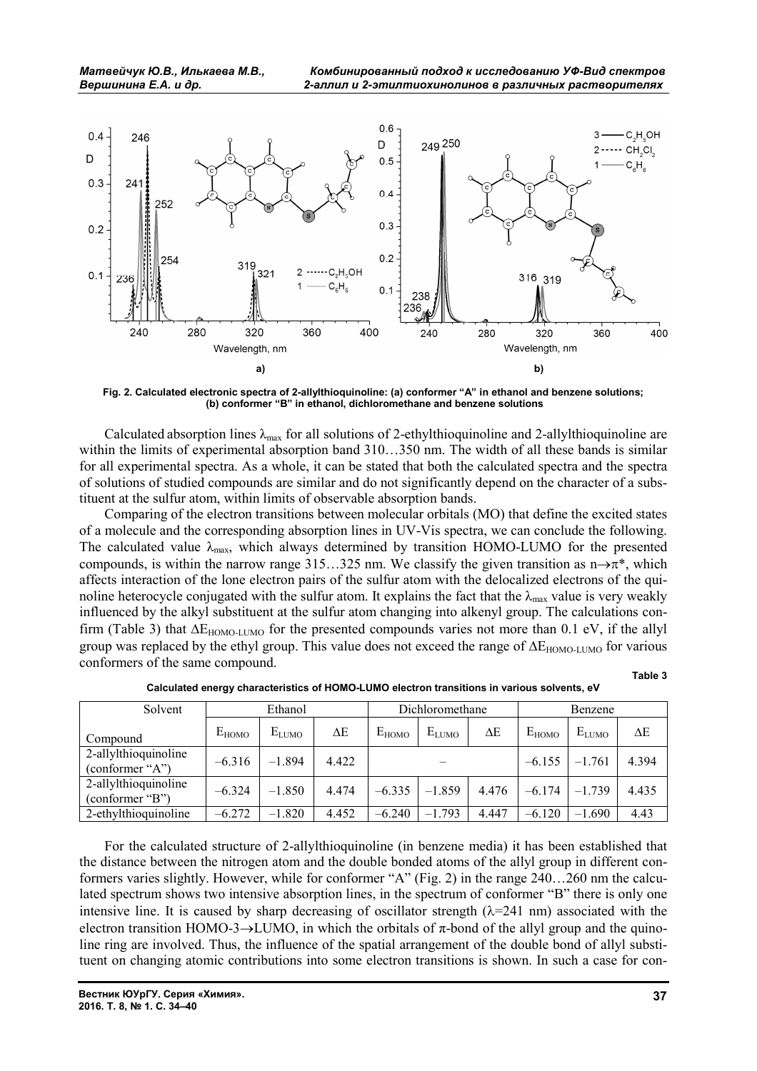Fig. 2. Calculated electronic spectra of 2-allylthioquinoline: (a) conformer "A" in ethanol and benzene solutions; (b) conformer "B" in ethanol, dichloromethane and benzene solutions

Calculated absorption lines $\lambda_{max}$ for all solutions of 2-ethylthioquinoline and 2-allylthioquinoline are within the limits of experimental absorption band 310…350 nm. The width of all these bands is similar for all experimental spectra. As a whole, it can be stated that both the calculated spectra and the spectra of solutions of studied compounds are similar and do not significantly depend on the character of a substituent at the sulfur atom, within limits of observable absorption bands.

Comparing of the electron transitions between molecular orbitals (MO) that define the excited states of a molecule and the corresponding absorption lines in UV-Vis spectra, we can conclude the following. The calculated value $\lambda_{max}$, which always determined by transition HOMO-LUMO for the presented compounds, is within the narrow range 315…325 nm. We classify the given transition as $n \rightarrow \pi^*$, which affects interaction of the lone electron pairs of the sulfur atom with the delocalized electrons of the quinoline heterocycle conjugated with the sulfur atom. It explains the fact that the $\lambda_{max}$ value is very weakly influenced by the alkyl substituent at the sulfur atom changing into alkenyl group. The calculations confirm (Table 3) that $\Delta E_{HOMO\text{-}LUMO}$ for the presented compounds varies not more than 0.1 eV, if the allyl group was replaced by the ethyl group. This value does not exceed the range of $\Delta E_{HOMO\text{-}LUMO}$ for various conformers of the same compound.

Table 3

**Calculated energy characteristics of HOMO-LUMO electron transitions in various solvents, eV**

| Solvent | Ethanol | | | Dichloromethane | | | Benzene | | |
|---|---|---|---|---|---|---|---|---|---|
| Compound | $E_{HOMO}$ | $E_{LUMO}$ | $\Delta E$ | $E_{HOMO}$ | $E_{LUMO}$ | $\Delta E$ | $E_{HOMO}$ | $E_{LUMO}$ | $\Delta E$ |
| 2-allylthioquinoline (conformer "A") | −6.316 | −1.894 | 4.422 | – | | | −6.155 | −1.761 | 4.394 |
| 2-allylthioquinoline (conformer "B") | −6.324 | −1.850 | 4.474 | −6.335 | −1.859 | 4.476 | −6.174 | −1.739 | 4.435 |
| 2-ethylthioquinoline | −6.272 | −1.820 | 4.452 | −6.240 | −1.793 | 4.447 | −6.120 | −1.690 | 4.43 |

For the calculated structure of 2-allylthioquinoline (in benzene media) it has been established that the distance between the nitrogen atom and the double bonded atoms of the allyl group in different conformers varies slightly. However, while for conformer "A" (Fig. 2) in the range 240…260 nm the calculated spectrum shows two intensive absorption lines, in the spectrum of conformer "B" there is only one intensive line. It is caused by sharp decreasing of oscillator strength ($\lambda$=241 nm) associated with the electron transition HOMO-3→LUMO, in which the orbitals of $\pi$-bond of the allyl group and the quinoline ring are involved. Thus, the influence of the spatial arrangement of the double bond of allyl substituent on changing atomic contributions into some electron transitions is shown. In such a case for con-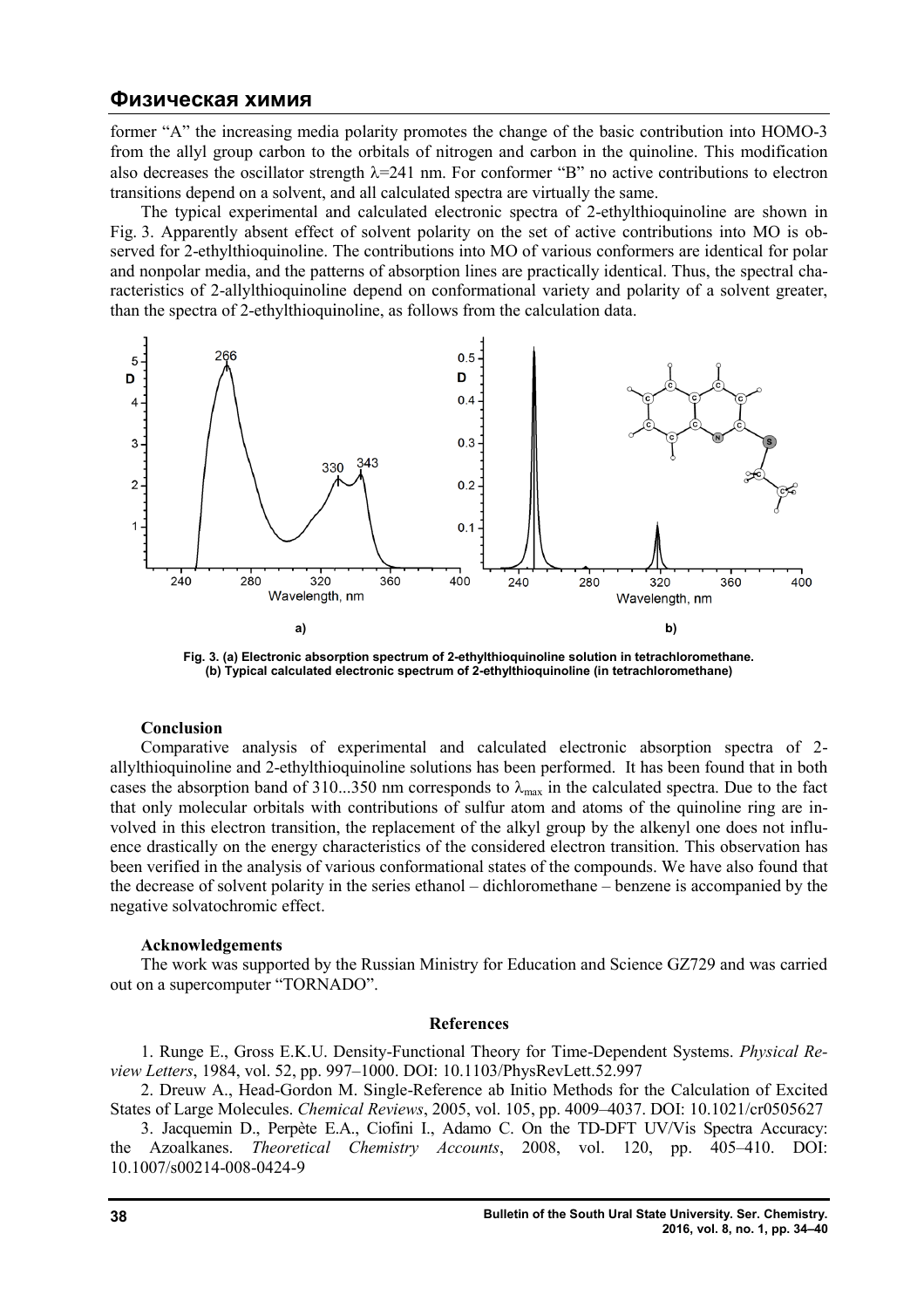former "A" the increasing media polarity promotes the change of the basic contribution into HOMO-3 from the allyl group carbon to the orbitals of nitrogen and carbon in the quinoline. This modification also decreases the oscillator strength λ=241 nm. For conformer "B" no active contributions to electron transitions depend on a solvent, and all calculated spectra are virtually the same.

The typical experimental and calculated electronic spectra of 2-ethylthioquinoline are shown in Fig. 3. Apparently absent effect of solvent polarity on the set of active contributions into MO is observed for 2-ethylthioquinoline. The contributions into MO of various conformers are identical for polar and nonpolar media, and the patterns of absorption lines are practically identical. Thus, the spectral characteristics of 2-allylthioquinoline depend on conformational variety and polarity of a solvent greater, than the spectra of 2-ethylthioquinoline, as follows from the calculation data.

**Fig. 3. (a) Electronic absorption spectrum of 2-ethylthioquinoline solution in tetrachloromethane. (b) Typical calculated electronic spectrum of 2-ethylthioquinoline (in tetrachloromethane)**

### Conclusion

Comparative analysis of experimental and calculated electronic absorption spectra of 2-allylthioquinoline and 2-ethylthioquinoline solutions has been performed. It has been found that in both cases the absorption band of 310...350 nm corresponds to $\lambda_{max}$ in the calculated spectra. Due to the fact that only molecular orbitals with contributions of sulfur atom and atoms of the quinoline ring are involved in this electron transition, the replacement of the alkyl group by the alkenyl one does not influence drastically on the energy characteristics of the considered electron transition. This observation has been verified in the analysis of various conformational states of the compounds. We have also found that the decrease of solvent polarity in the series ethanol – dichloromethane – benzene is accompanied by the negative solvatochromic effect.

### Acknowledgements

The work was supported by the Russian Ministry for Education and Science GZ729 and was carried out on a supercomputer "TORNADO".

### References

1. Runge E., Gross E.K.U. Density-Functional Theory for Time-Dependent Systems. *Physical Review Letters*, 1984, vol. 52, pp. 997–1000. DOI: 10.1103/PhysRevLett.52.997

2. Dreuw A., Head-Gordon M. Single-Reference ab Initio Methods for the Calculation of Excited States of Large Molecules. *Chemical Reviews*, 2005, vol. 105, pp. 4009–4037. DOI: 10.1021/cr0505627

3. Jacquemin D., Perpète E.A., Ciofini I., Adamo C. On the TD-DFT UV/Vis Spectra Accuracy: the Azoalkanes. *Theoretical Chemistry Accounts*, 2008, vol. 120, pp. 405–410. DOI: 10.1007/s00214-008-0424-9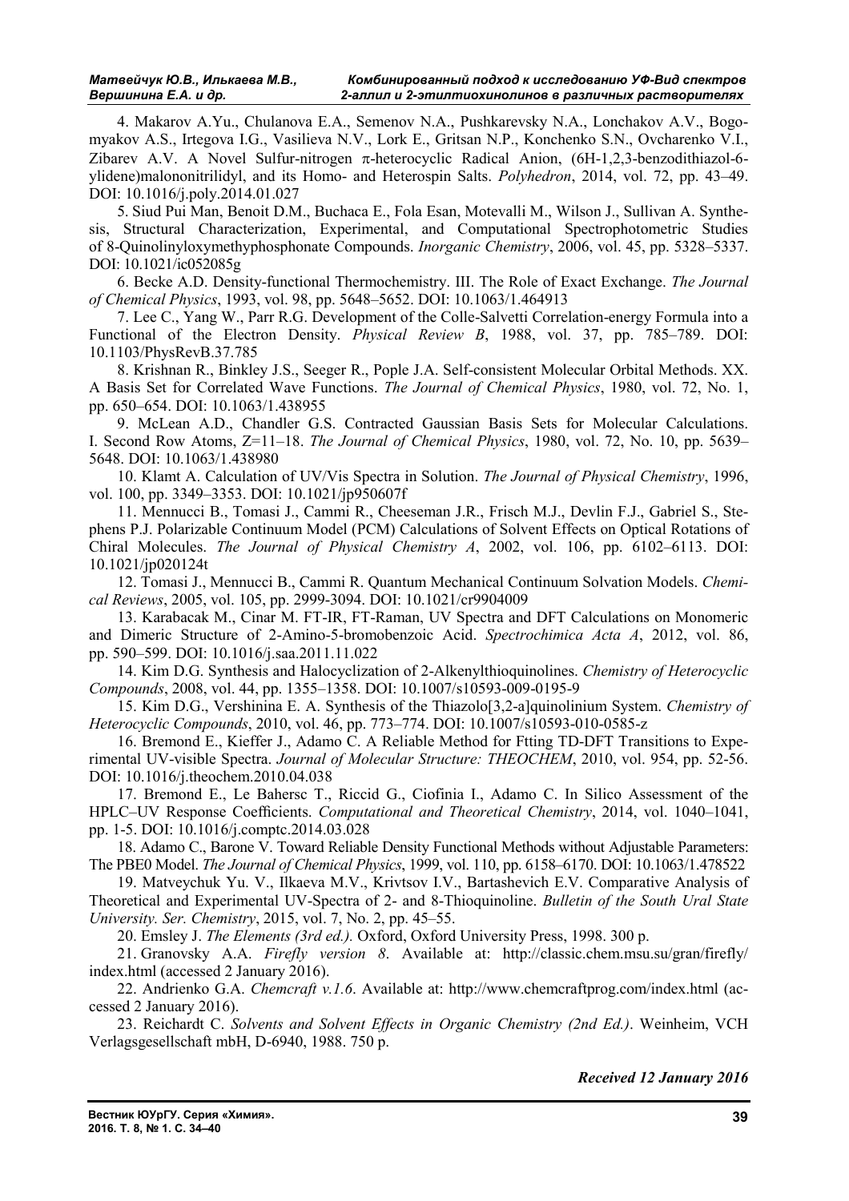4. Makarov A.Yu., Chulanova E.A., Semenov N.A., Pushkarevsky N.A., Lonchakov A.V., Bogomyakov A.S., Irtegova I.G., Vasilieva N.V., Lork E., Gritsan N.P., Konchenko S.N., Ovcharenko V.I., Zibarev A.V. A Novel Sulfur-nitrogen π-heterocyclic Radical Anion, (6H-1,2,3-benzodithiazol-6-ylidene)malononitrilidyl, and its Homo- and Heterospin Salts. *Polyhedron*, 2014, vol. 72, pp. 43–49. DOI: 10.1016/j.poly.2014.01.027

5. Siud Pui Man, Benoit D.M., Buchaca E., Fola Esan, Motevalli M., Wilson J., Sullivan A. Synthesis, Structural Characterization, Experimental, and Computational Spectrophotometric Studies of 8-Quinolinyloxymethyphosphonate Compounds. *Inorganic Chemistry*, 2006, vol. 45, pp. 5328–5337. DOI: 10.1021/ic052085g

6. Becke A.D. Density-functional Thermochemistry. III. The Role of Exact Exchange. *The Journal of Chemical Physics*, 1993, vol. 98, pp. 5648–5652. DOI: 10.1063/1.464913

7. Lee C., Yang W., Parr R.G. Development of the Colle-Salvetti Correlation-energy Formula into a Functional of the Electron Density. *Physical Review B*, 1988, vol. 37, pp. 785–789. DOI: 10.1103/PhysRevB.37.785

8. Krishnan R., Binkley J.S., Seeger R., Pople J.A. Self-consistent Molecular Orbital Methods. XX. A Basis Set for Correlated Wave Functions. *The Journal of Chemical Physics*, 1980, vol. 72, No. 1, pp. 650–654. DOI: 10.1063/1.438955

9. McLean A.D., Chandler G.S. Contracted Gaussian Basis Sets for Molecular Calculations. I. Second Row Atoms, Z=11–18. *The Journal of Chemical Physics*, 1980, vol. 72, No. 10, pp. 5639–5648. DOI: 10.1063/1.438980

10. Klamt A. Calculation of UV/Vis Spectra in Solution. *The Journal of Physical Chemistry*, 1996, vol. 100, pp. 3349–3353. DOI: 10.1021/jp950607f

11. Mennucci B., Tomasi J., Cammi R., Cheeseman J.R., Frisch M.J., Devlin F.J., Gabriel S., Stephens P.J. Polarizable Continuum Model (PCM) Calculations of Solvent Effects on Optical Rotations of Chiral Molecules. *The Journal of Physical Chemistry A*, 2002, vol. 106, pp. 6102–6113. DOI: 10.1021/jp020124t

12. Tomasi J., Mennucci B., Cammi R. Quantum Mechanical Continuum Solvation Models. *Chemical Reviews*, 2005, vol. 105, pp. 2999-3094. DOI: 10.1021/cr9904009

13. Karabacak M., Cinar M. FT-IR, FT-Raman, UV Spectra and DFT Calculations on Monomeric and Dimeric Structure of 2-Amino-5-bromobenzoic Acid. *Spectrochimica Acta A*, 2012, vol. 86, pp. 590–599. DOI: 10.1016/j.saa.2011.11.022

14. Kim D.G. Synthesis and Halocyclization of 2-Alkenylthioquinolines. *Chemistry of Heterocyclic Compounds*, 2008, vol. 44, pp. 1355–1358. DOI: 10.1007/s10593-009-0195-9

15. Kim D.G., Vershinina E. A. Synthesis of the Thiazolo[3,2-a]quinolinium System. *Chemistry of Heterocyclic Compounds*, 2010, vol. 46, pp. 773–774. DOI: 10.1007/s10593-010-0585-z

16. Bremond E., Kieffer J., Adamo C. A Reliable Method for Ftting TD-DFT Transitions to Experimental UV-visible Spectra. *Journal of Molecular Structure: THEOCHEM*, 2010, vol. 954, pp. 52-56. DOI: 10.1016/j.theochem.2010.04.038

17. Bremond E., Le Bahersc T., Riccid G., Ciofinia I., Adamo C. In Silico Assessment of the HPLC–UV Response Coefficients. *Computational and Theoretical Chemistry*, 2014, vol. 1040–1041, pp. 1-5. DOI: 10.1016/j.comptc.2014.03.028

18. Adamo C., Barone V. Toward Reliable Density Functional Methods without Adjustable Parameters: The PBE0 Model. *The Journal of Chemical Physics*, 1999, vol. 110, pp. 6158–6170. DOI: 10.1063/1.478522

19. Matveychuk Yu. V., Ilkaeva M.V., Krivtsov I.V., Bartashevich E.V. Comparative Analysis of Theoretical and Experimental UV-Spectra of 2- and 8-Thioquinoline. *Bulletin of the South Ural State University. Ser. Chemistry*, 2015, vol. 7, No. 2, pp. 45–55.

20. Emsley J. *The Elements (3rd ed.).* Oxford, Oxford University Press, 1998. 300 p.

21. Granovsky A.A. *Firefly version 8*. Available at: http://classic.chem.msu.su/gran/firefly/index.html (accessed 2 January 2016).

22. Andrienko G.A. *Chemcraft v.1.6*. Available at: http://www.chemcraftprog.com/index.html (accessed 2 January 2016).

23. Reichardt C. *Solvents and Solvent Effects in Organic Chemistry (2nd Ed.)*. Weinheim, VCH Verlagsgesellschaft mbH, D-6940, 1988. 750 p.

***Received 12 January 2016***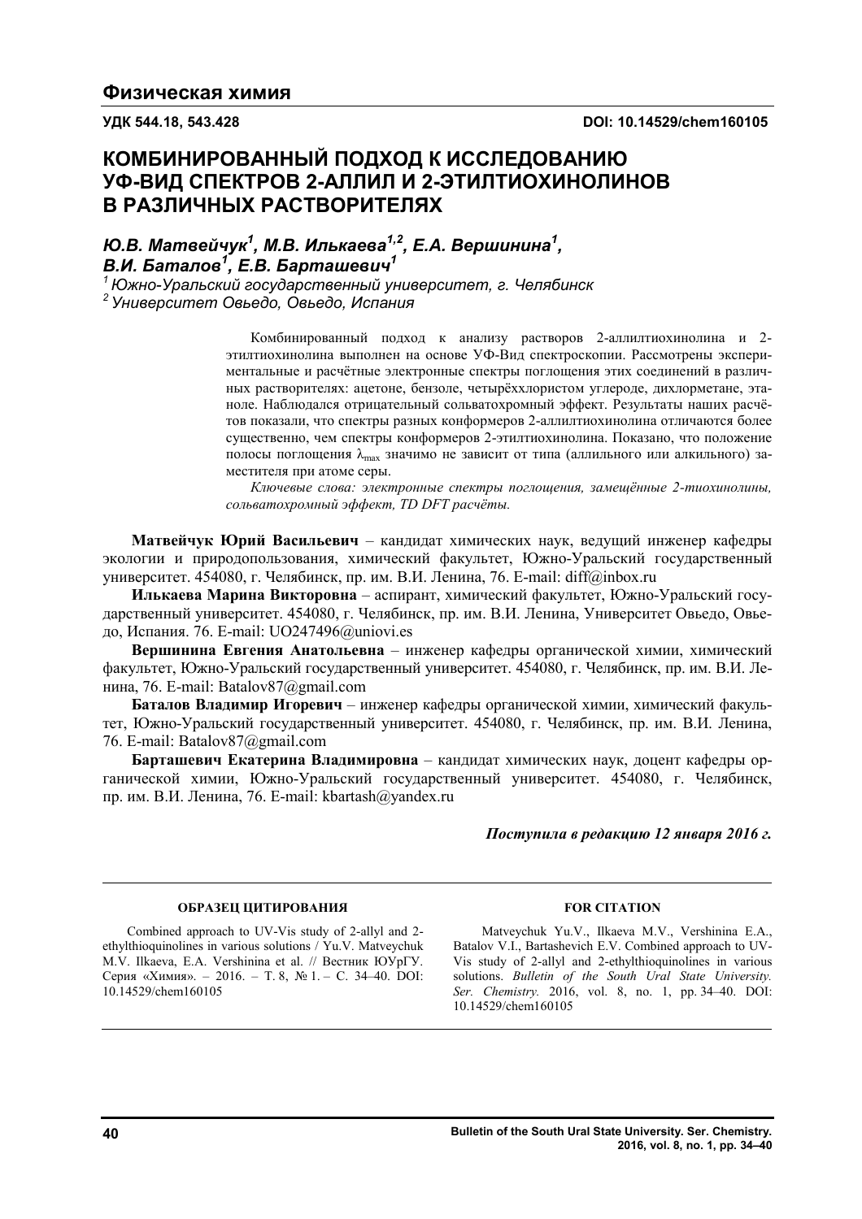## Физическая химия

**УДК 544.18, 543.428** **DOI: 10.14529/chem160105**

# КОМБИНИРОВАННЫЙ ПОДХОД К ИССЛЕДОВАНИЮ УФ-ВИД СПЕКТРОВ 2-АЛЛИЛ И 2-ЭТИЛТИОХИНОЛИНОВ В РАЗЛИЧНЫХ РАСТВОРИТЕЛЯХ

***Ю.В. Матвейчук[1], М.В. Илькаева[1,2], Е.А. Вершинина[1], В.И. Баталов[1], Е.В. Барташевич[1]***

*[1] Южно-Уральский государственный университет, г. Челябинск*
*[2] Университет Овьедо, Овьедо, Испания*

Комбинированный подход к анализу растворов 2-аллилтиохинолина и 2-этилтиохинолина выполнен на основе УФ-Вид спектроскопии. Рассмотрены экспериментальные и расчётные электронные спектры поглощения этих соединений в различных растворителях: ацетоне, бензоле, четырёххлористом углероде, дихлорметане, этаноле. Наблюдался отрицательный сольватохромный эффект. Результаты наших расчётов показали, что спектры разных конформеров 2-аллилтиохинолина отличаются более существенно, чем спектры конформеров 2-этилтиохинолина. Показано, что положение полосы поглощения $\lambda_{max}$ значимо не зависит от типа (аллильного или алкильного) заместителя при атоме серы.

*Ключевые слова: электронные спектры поглощения, замещённые 2-тиохинолины, сольватохромный эффект, TD DFT расчёты.*

**Матвейчук Юрий Васильевич** – кандидат химических наук, ведущий инженер кафедры экологии и природопользования, химический факультет, Южно-Уральский государственный университет. 454080, г. Челябинск, пр. им. В.И. Ленина, 76. E-mail: diff@inbox.ru

**Илькаева Марина Викторовна** – аспирант, химический факультет, Южно-Уральский государственный университет. 454080, г. Челябинск, пр. им. В.И. Ленина, Университет Овьедо, Овьедо, Испания. 76. E-mail: UO247496@uniovi.es

**Вершинина Евгения Анатольевна** – инженер кафедры органической химии, химический факультет, Южно-Уральский государственный университет. 454080, г. Челябинск, пр. им. В.И. Ленина, 76. E-mail: Batalov87@gmail.com

**Баталов Владимир Игоревич** – инженер кафедры органической химии, химический факультет, Южно-Уральский государственный университет. 454080, г. Челябинск, пр. им. В.И. Ленина, 76. E-mail: Batalov87@gmail.com

**Барташевич Екатерина Владимировна** – кандидат химических наук, доцент кафедры органической химии, Южно-Уральский государственный университет. 454080, г. Челябинск, пр. им. В.И. Ленина, 76. E-mail: kbartash@yandex.ru

***Поступила в редакцию 12 января 2016 г.***

---

**ОБРАЗЕЦ ЦИТИРОВАНИЯ**

Combined approach to UV-Vis study of 2-allyl and 2-ethylthioquinolines in various solutions / Yu.V. Matveychuk M.V. Ilkaeva, E.A. Vershinina et al. // Вестник ЮУрГУ. Серия «Химия». – 2016. – Т. 8, № 1. – С. 34–40. DOI: 10.14529/chem160105

**FOR CITATION**

Matveychuk Yu.V., Ilkaeva M.V., Vershinina E.A., Batalov V.I., Bartashevich E.V. Combined approach to UV-Vis study of 2-allyl and 2-ethylthioquinolines in various solutions. *Bulletin of the South Ural State University. Ser. Chemistry.* 2016, vol. 8, no. 1, pp. 34–40. DOI: 10.14529/chem160105